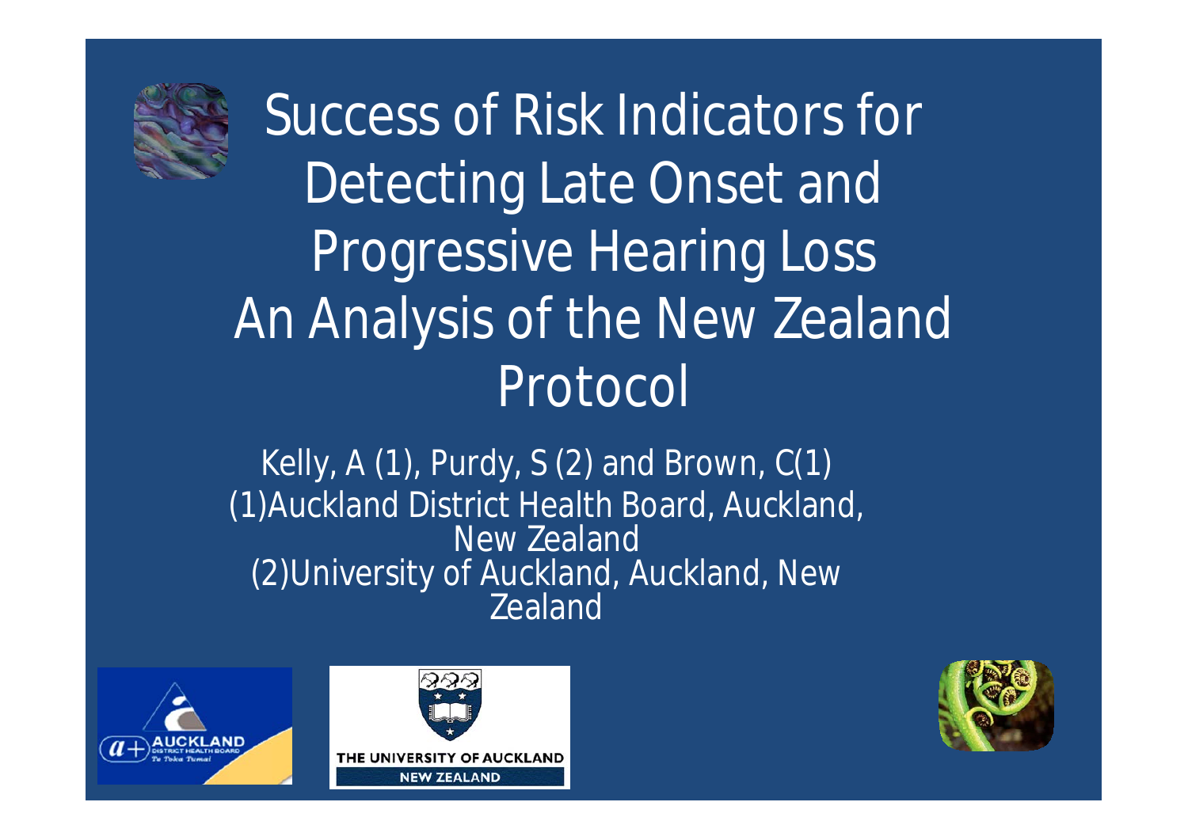# Success of Risk Indicators for Detecting Late Onset and Progressive Hearing Loss An Analysis of the New Zealand Protocol

Kelly, A (1), Purdy, S (2) and Brown, C(1)
(1)Auckland District Health Board, Auckland, New Zealand
(2)University of Auckland, Auckland, New Zealand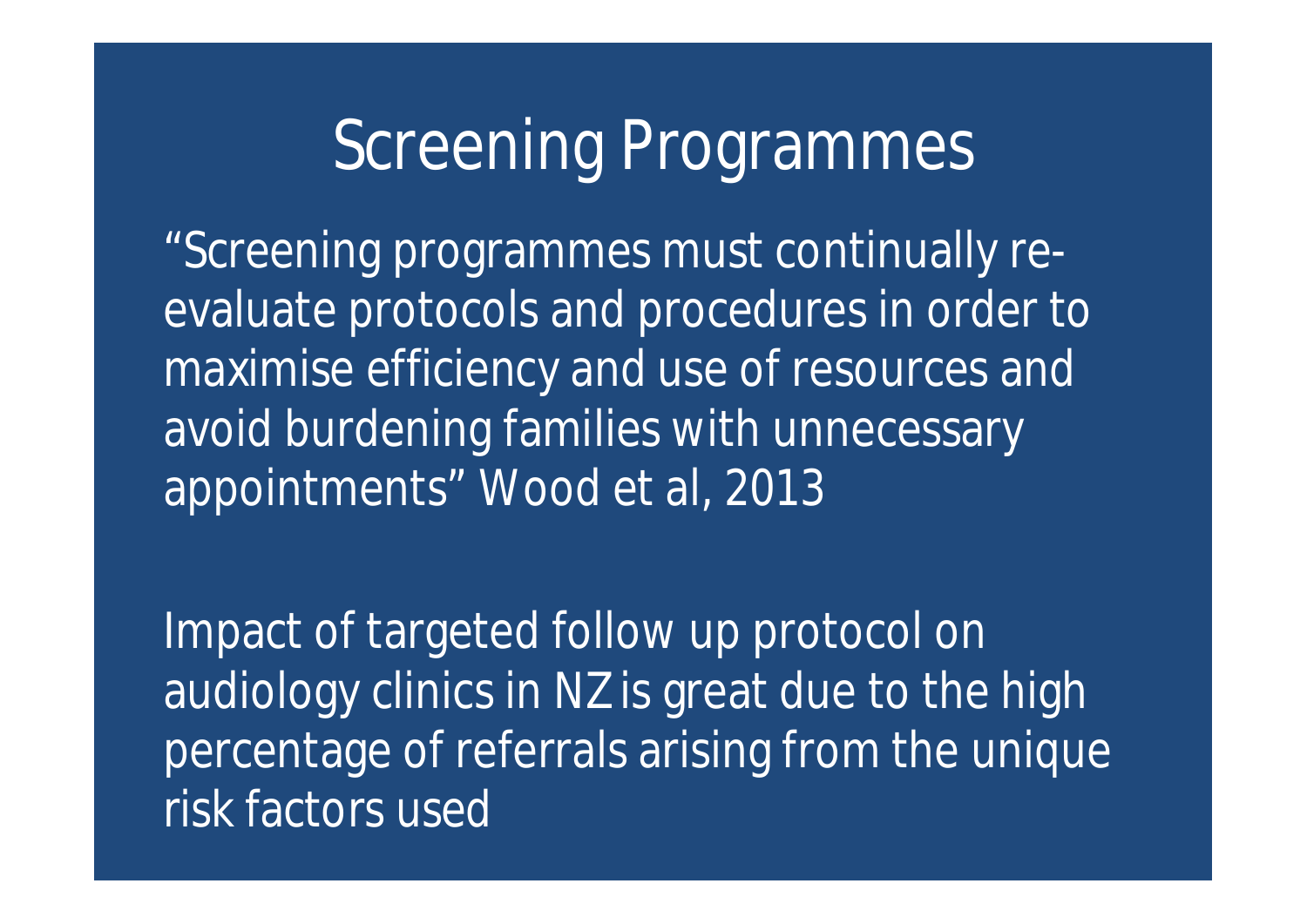# Screening Programmes

"Screening programmes must continually re-evaluate protocols and procedures in order to maximise efficiency and use of resources and avoid burdening families with unnecessary appointments" Wood et al, 2013

Impact of targeted follow up protocol on audiology clinics in NZ is great due to the high percentage of referrals arising from the unique risk factors used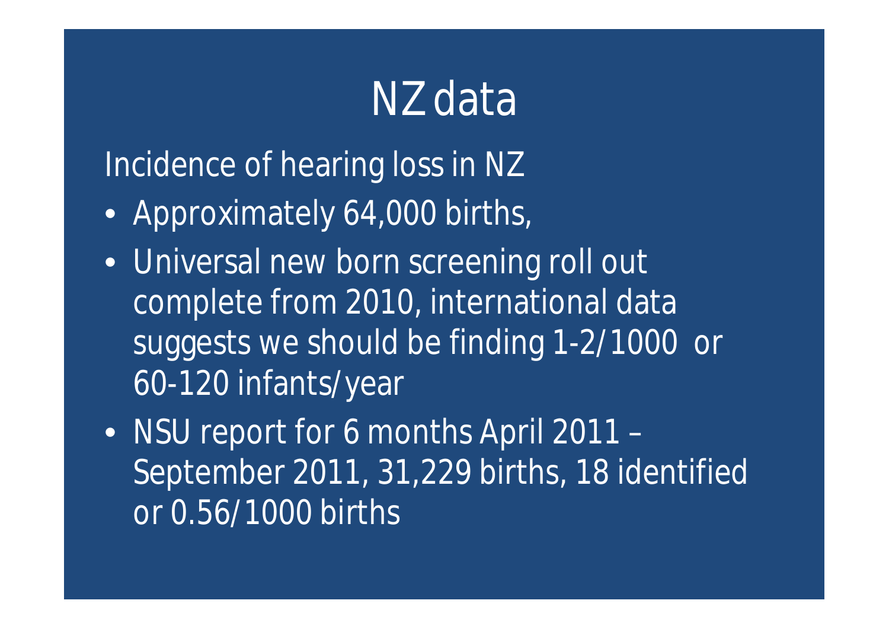# NZ data

Incidence of hearing loss in NZ

- Approximately 64,000 births,
- Universal new born screening roll out complete from 2010, international data suggests we should be finding 1-2/1000 or 60-120 infants/year
- NSU report for 6 months April 2011 – September 2011, 31,229 births, 18 identified or 0.56/1000 births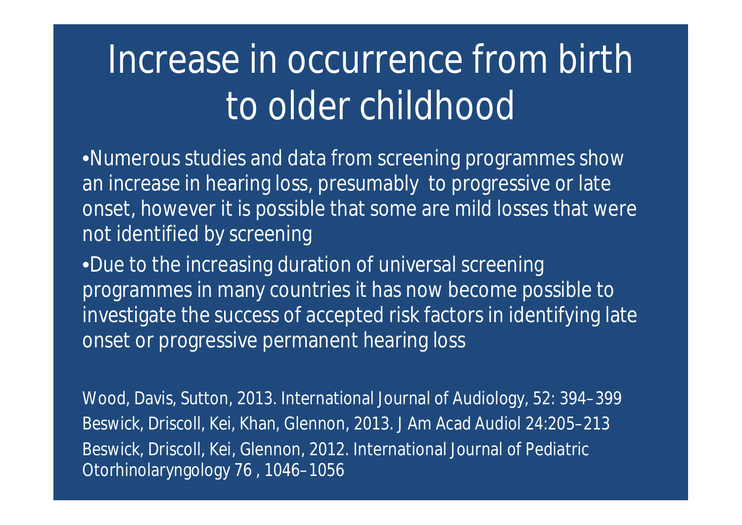# Increase in occurrence from birth to older childhood

- Numerous studies and data from screening programmes show an increase in hearing loss, presumably to progressive or late onset, however it is possible that some are mild losses that were not identified by screening
- Due to the increasing duration of universal screening programmes in many countries it has now become possible to investigate the success of accepted risk factors in identifying late onset or progressive permanent hearing loss

Wood, Davis, Sutton, 2013. International Journal of Audiology, 52: 394–399

Beswick, Driscoll, Kei, Khan, Glennon, 2013. J Am Acad Audiol 24:205–213

Beswick, Driscoll, Kei, Glennon, 2012. International Journal of Pediatric Otorhinolaryngology 76 , 1046–1056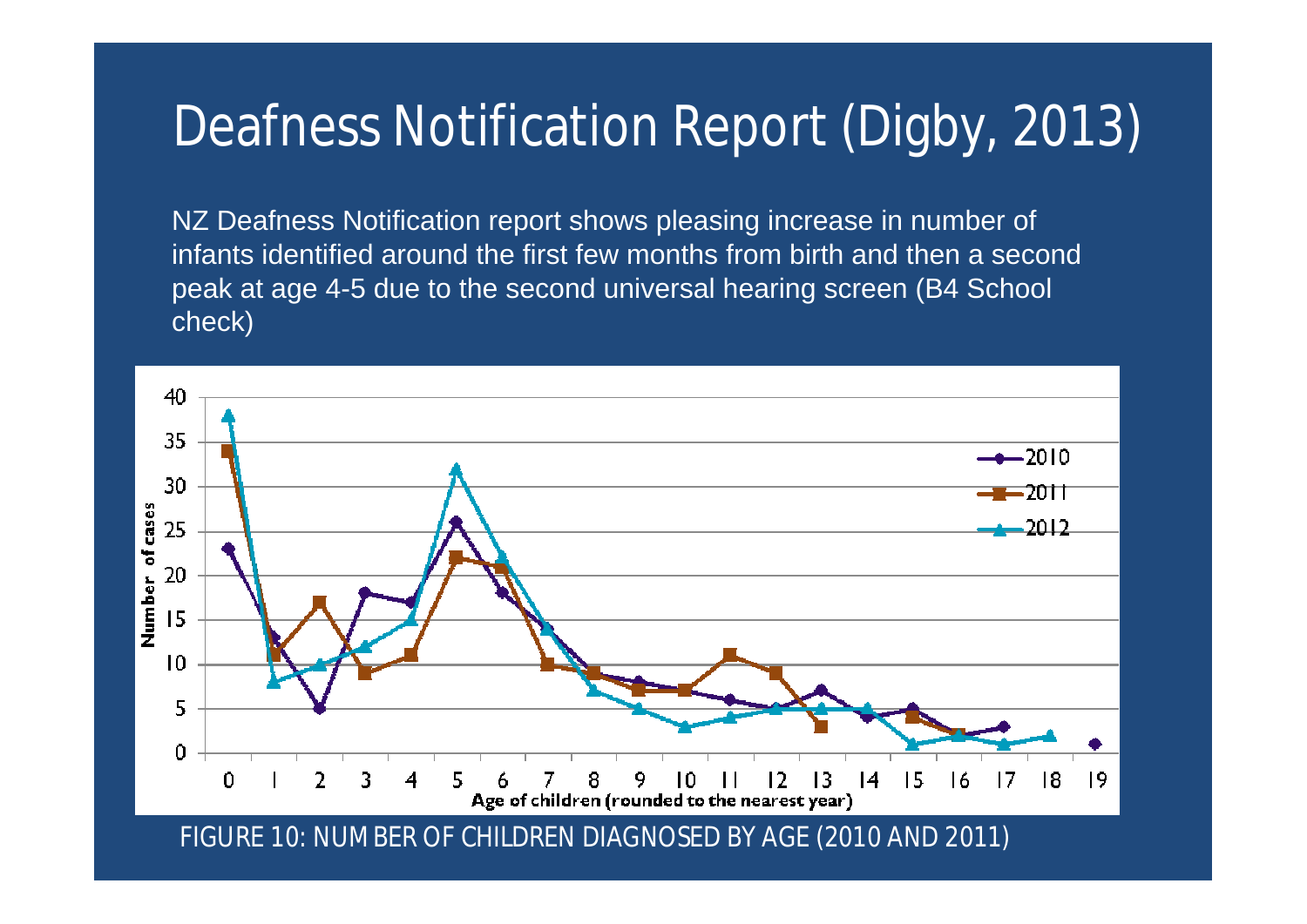# Deafness Notification Report (Digby, 2013)

NZ Deafness Notification report shows pleasing increase in number of infants identified around the first few months from birth and then a second peak at age 4-5 due to the second universal hearing screen (B4 School check)

FIGURE 10: NUMBER OF CHILDREN DIAGNOSED BY AGE (2010 AND 2011)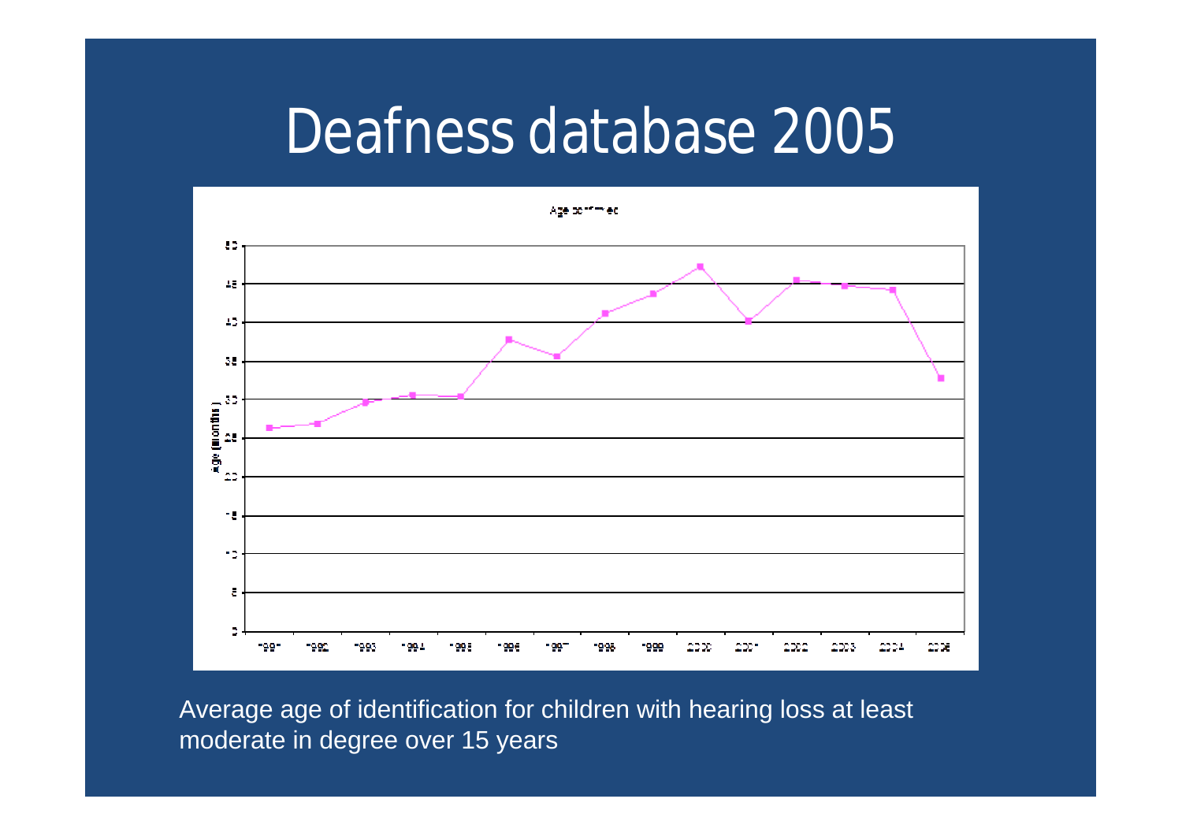# Deafness database 2005

Age confirmed

Average age of identification for children with hearing loss at least moderate in degree over 15 years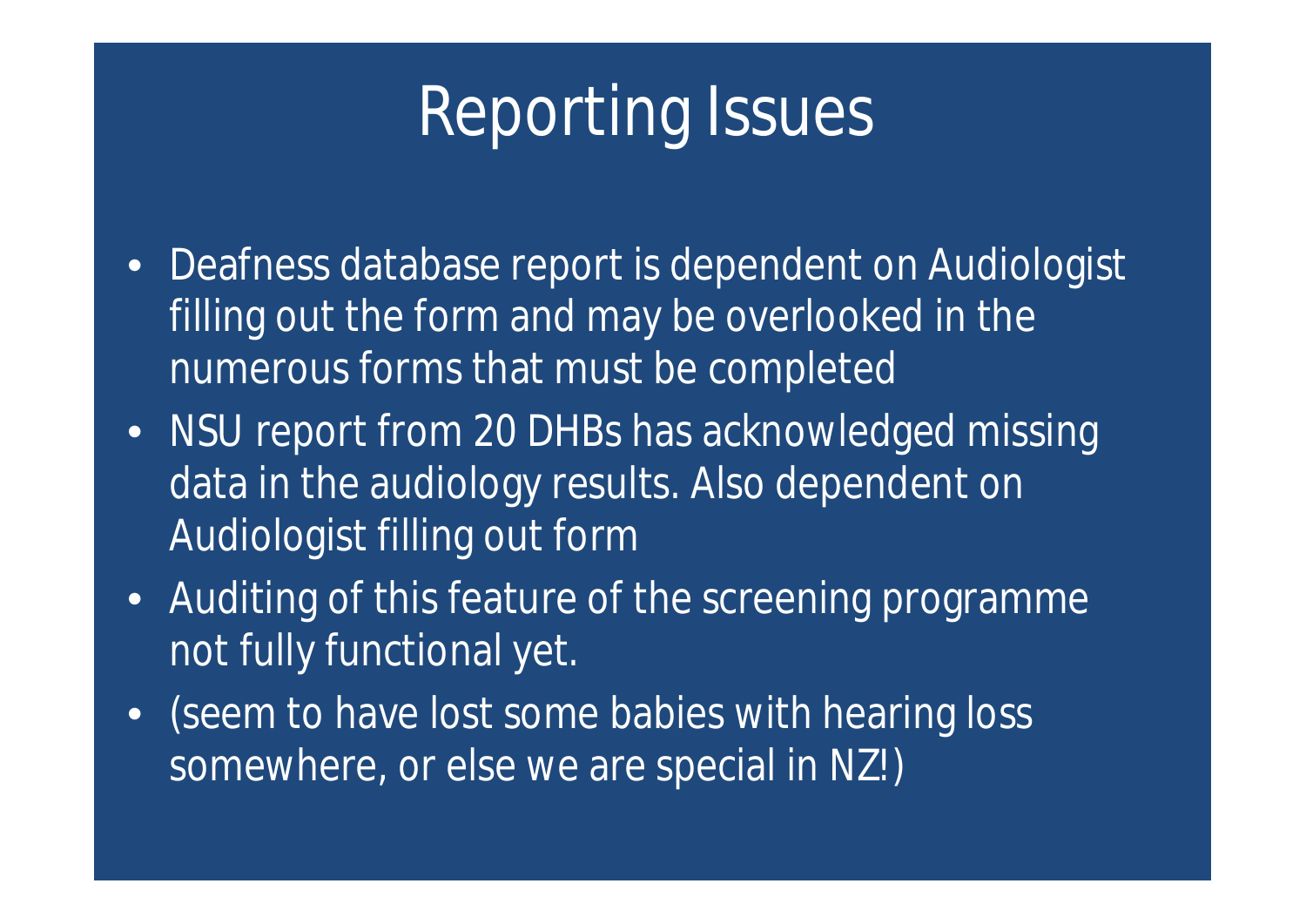# Reporting Issues

- Deafness database report is dependent on Audiologist filling out the form and may be overlooked in the numerous forms that must be completed
- NSU report from 20 DHBs has acknowledged missing data in the audiology results. Also dependent on Audiologist filling out form
- Auditing of this feature of the screening programme not fully functional yet.
- (seem to have lost some babies with hearing loss somewhere, or else we are special in NZ!)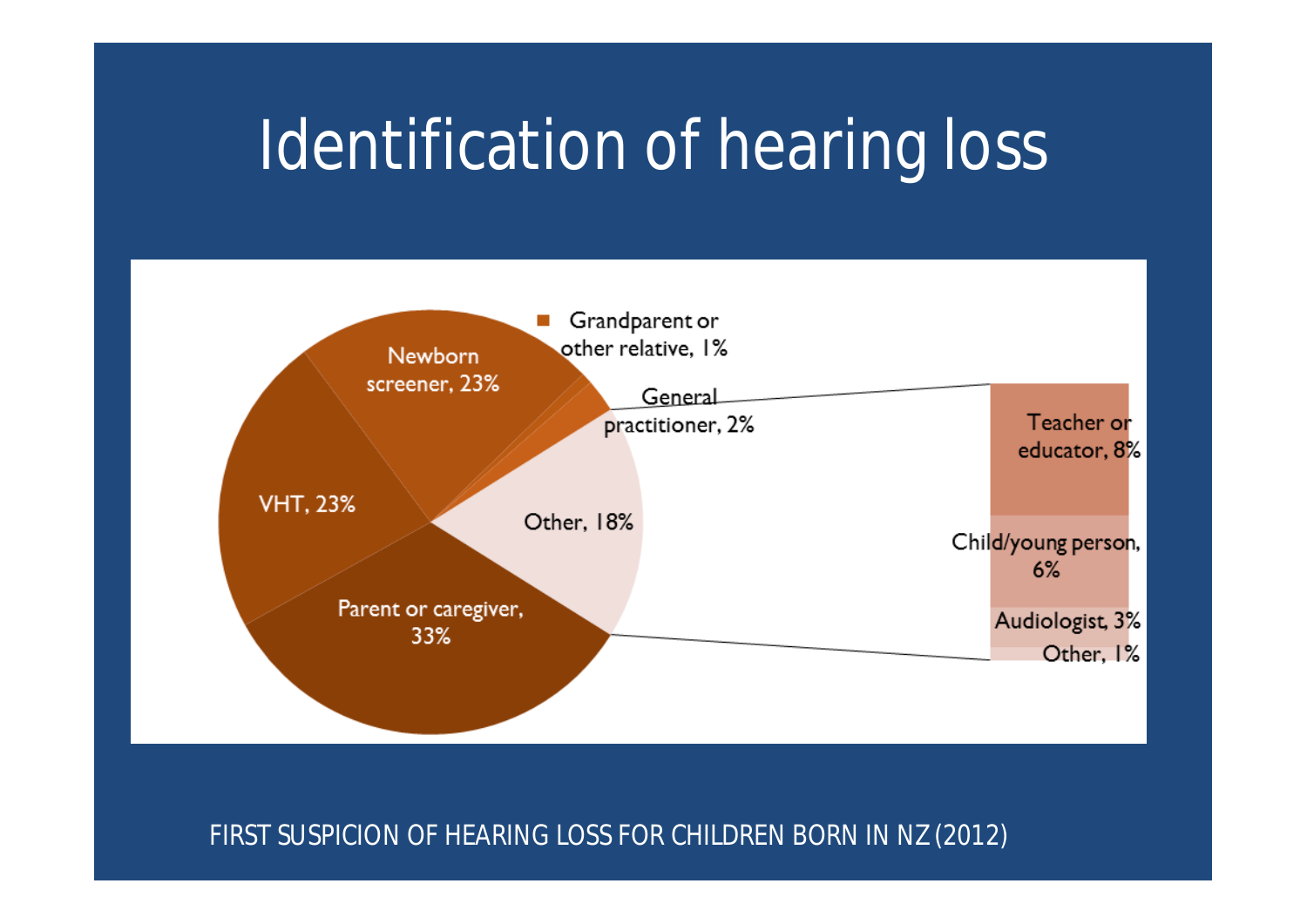# Identification of hearing loss

- Grandparent or other relative, 1%
- General practitioner, 2%
- Newborn screener, 23%
- VHT, 23%
- Parent or caregiver, 33%
- Other, 18%
  - Teacher or educator, 8%
  - Child/young person, 6%
  - Audiologist, 3%
  - Other, 1%

FIRST SUSPICION OF HEARING LOSS FOR CHILDREN BORN IN NZ (2012)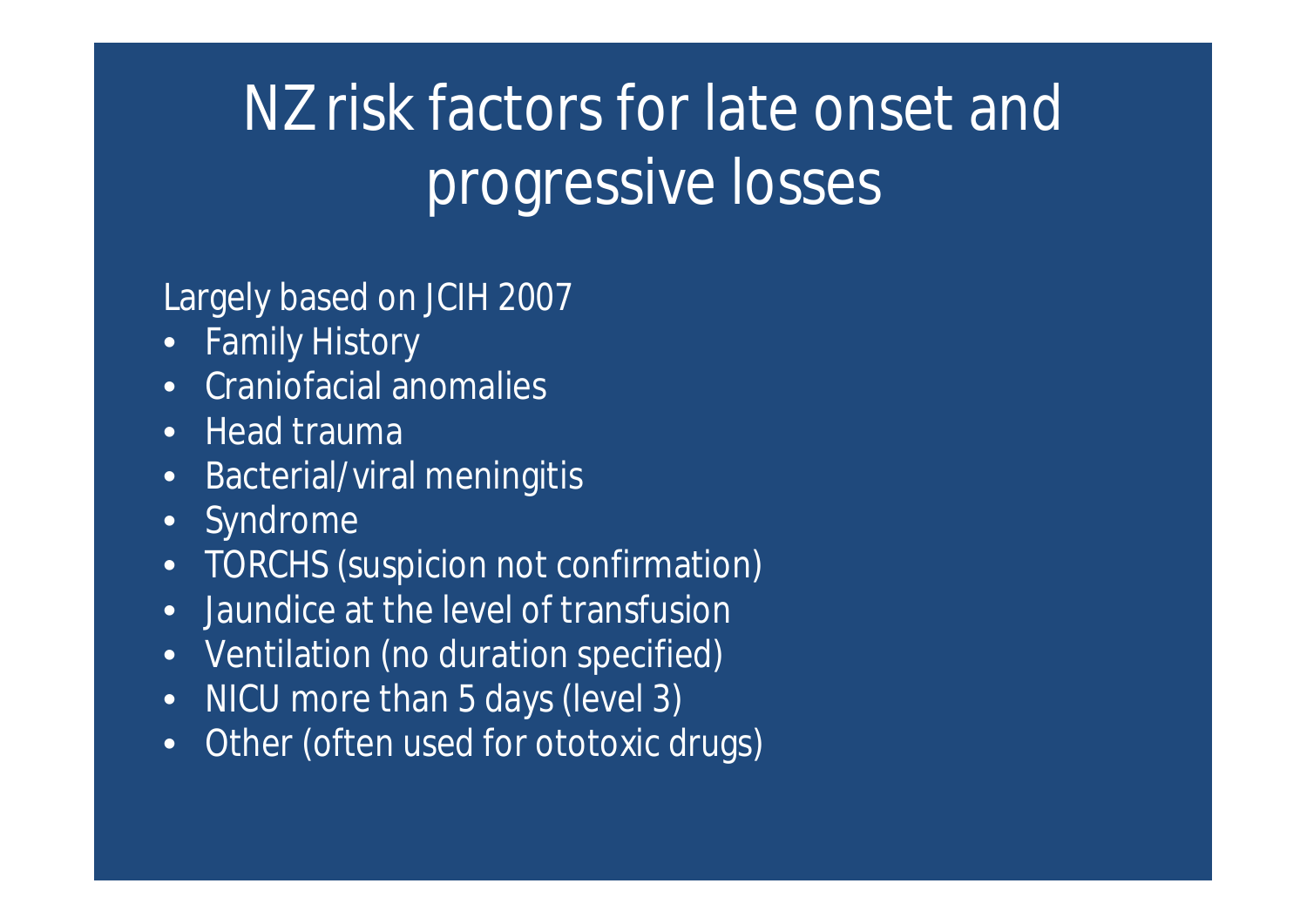# NZ risk factors for late onset and progressive losses

Largely based on JCIH 2007

- Family History
- Craniofacial anomalies
- Head trauma
- Bacterial/viral meningitis
- Syndrome
- TORCHS (suspicion not confirmation)
- Jaundice at the level of transfusion
- Ventilation (no duration specified)
- NICU more than 5 days (level 3)
- Other (often used for ototoxic drugs)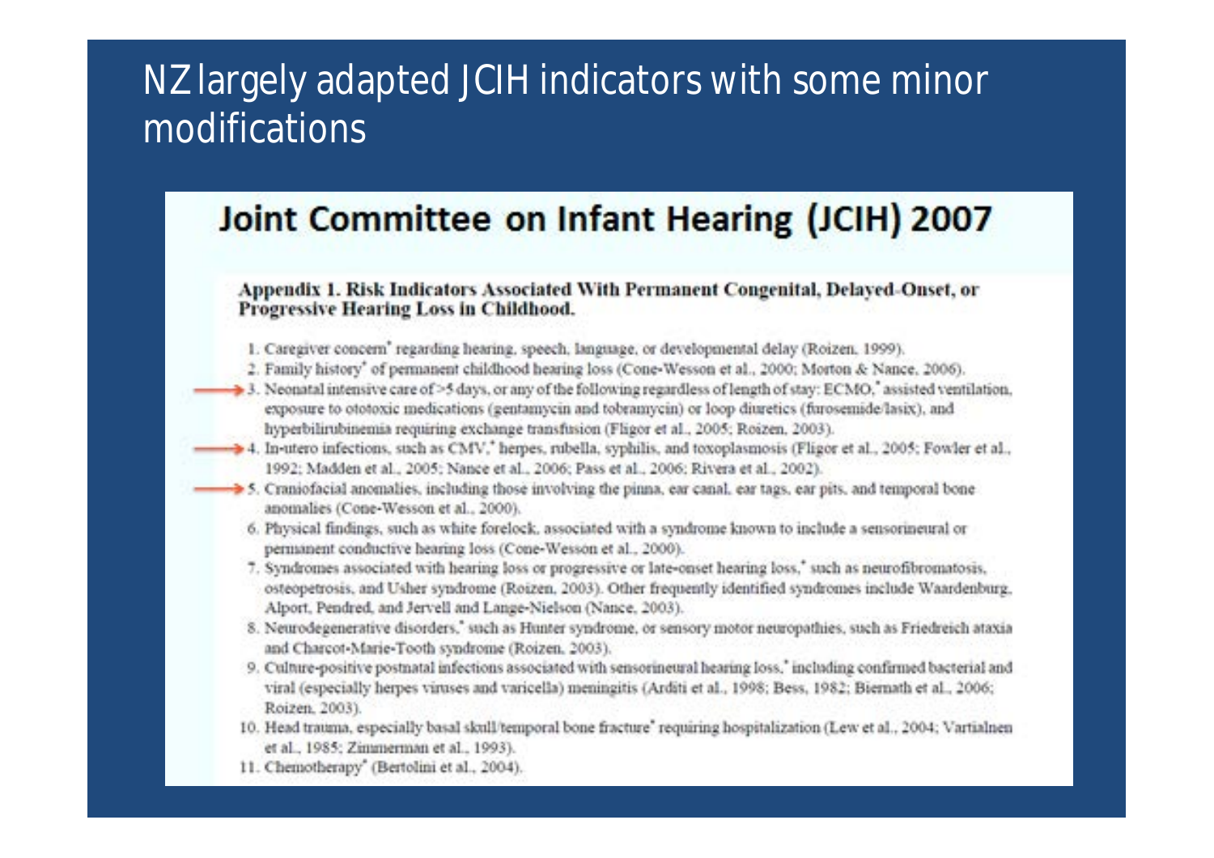# NZ largely adapted JCIH indicators with some minor modifications

## Joint Committee on Infant Hearing (JCIH) 2007

**Appendix 1. Risk Indicators Associated With Permanent Congenital, Delayed-Onset, or Progressive Hearing Loss in Childhood.**

1. Caregiver concern* regarding hearing, speech, language, or developmental delay (Roizen, 1999).
2. Family history* of permanent childhood hearing loss (Cone-Wesson et al., 2000; Morton & Nance, 2006).
3. → Neonatal intensive care of >5 days, or any of the following regardless of length of stay: ECMO,* assisted ventilation, exposure to ototoxic medications (gentamycin and tobramycin) or loop diuretics (furosemide/lasix), and hyperbilirubinemia requiring exchange transfusion (Fligor et al., 2005; Roizen, 2003).
4. → In-utero infections, such as CMV,* herpes, rubella, syphilis, and toxoplasmosis (Fligor et al., 2005; Fowler et al., 1992; Madden et al., 2005; Nance et al., 2006; Pass et al., 2006; Rivera et al., 2002).
5. → Craniofacial anomalies, including those involving the pinna, ear canal, ear tags, ear pits, and temporal bone anomalies (Cone-Wesson et al., 2000).
6. Physical findings, such as white forelock, associated with a syndrome known to include a sensorineural or permanent conductive hearing loss (Cone-Wesson et al., 2000).
7. Syndromes associated with hearing loss or progressive or late-onset hearing loss,* such as neurofibromatosis, osteopetrosis, and Usher syndrome (Roizen, 2003). Other frequently identified syndromes include Waardenburg, Alport, Pendred, and Jervell and Lange-Nielson (Nance, 2003).
8. Neurodegenerative disorders,* such as Hunter syndrome, or sensory motor neuropathies, such as Friedreich ataxia and Charcot-Marie-Tooth syndrome (Roizen, 2003).
9. Culture-positive postnatal infections associated with sensorineural hearing loss,* including confirmed bacterial and viral (especially herpes viruses and varicella) meningitis (Arditi et al., 1998; Bess, 1982; Biernath et al., 2006; Roizen, 2003).
10. Head trauma, especially basal skull/temporal bone fracture* requiring hospitalization (Lew et al., 2004; Vartialnen et al., 1985; Zimmerman et al., 1993).
11. Chemotherapy* (Bertolini et al., 2004).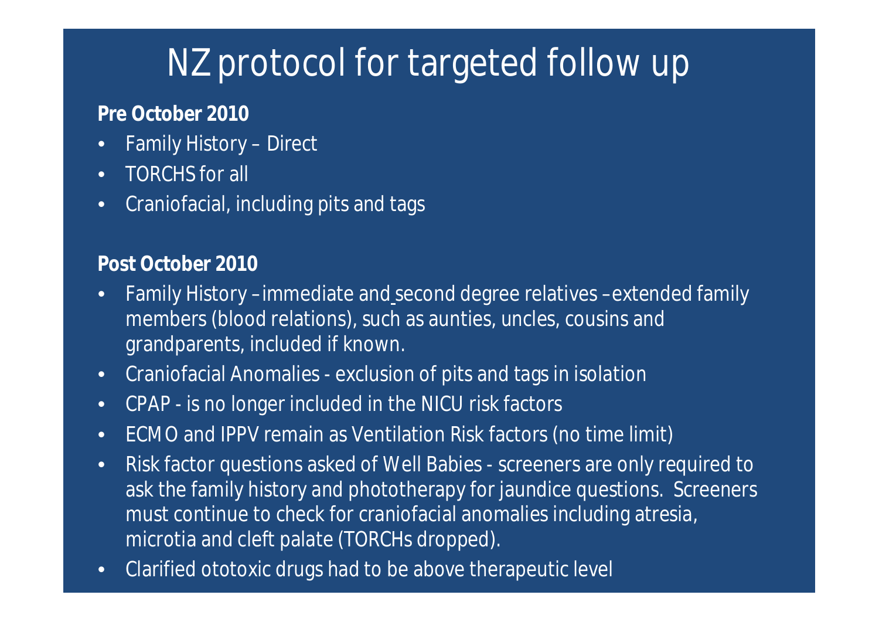# NZ protocol for targeted follow up

**Pre October 2010**

- Family History – Direct
- TORCHS for all
- Craniofacial, including pits and tags

**Post October 2010**

- Family History – immediate and second degree relatives – extended family members (blood relations), such as aunties, uncles, cousins and grandparents, included if known.
- Craniofacial Anomalies - exclusion of pits and tags in isolation
- CPAP - is no longer included in the NICU risk factors
- ECMO and IPPV remain as Ventilation Risk factors (no time limit)
- Risk factor questions asked of Well Babies - screeners are only required to ask the family history and phototherapy for jaundice questions. Screeners must continue to check for craniofacial anomalies including atresia, microtia and cleft palate (TORCHs dropped).
- Clarified ototoxic drugs had to be above therapeutic level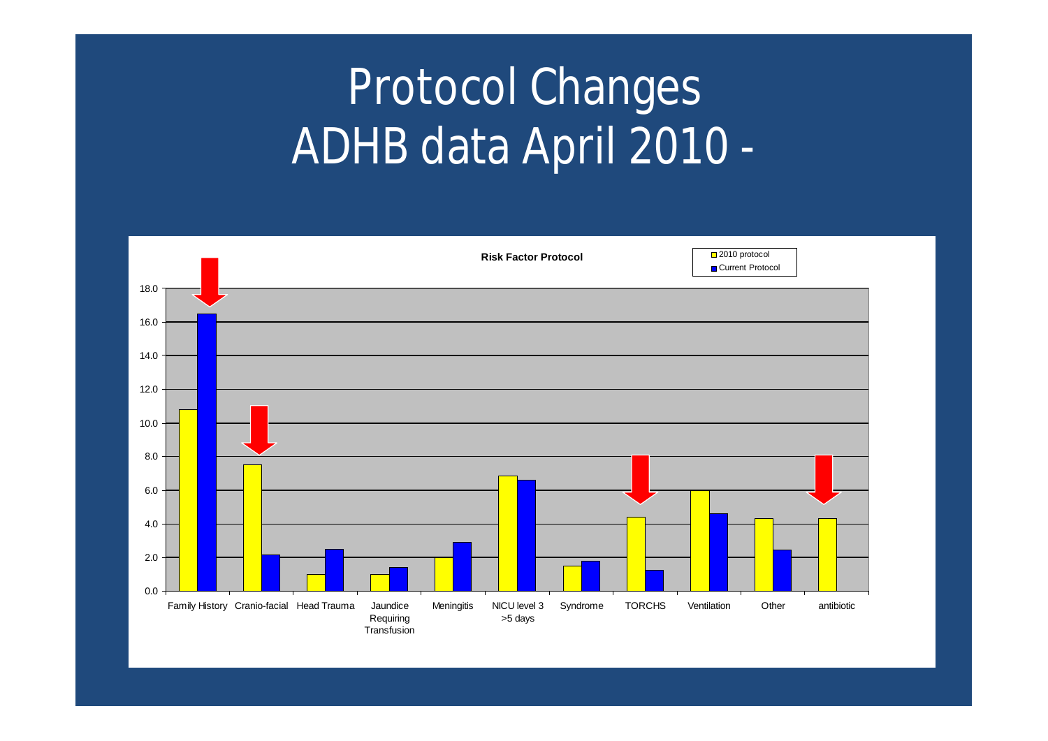# Protocol Changes
# ADHB data April 2010 -

**Risk Factor Protocol**

| Risk Factor | 2010 protocol | Current Protocol |
|---|---|---|
| Family History | 10.8 | 16.5 |
| Cranio-facial | 7.5 | 2.1 |
| Head Trauma | 1.0 | 2.5 |
| Jaundice Requiring Transfusion | 1.0 | 1.4 |
| Meningitis | 2.0 | 2.9 |
| NICU level 3 >5 days | 6.8 | 6.6 |
| Syndrome | 1.5 | 1.8 |
| TORCHS | 4.4 | 1.2 |
| Ventilation | 6.0 | 4.6 |
| Other | 4.3 | 2.4 |
| antibiotic | 4.3 | |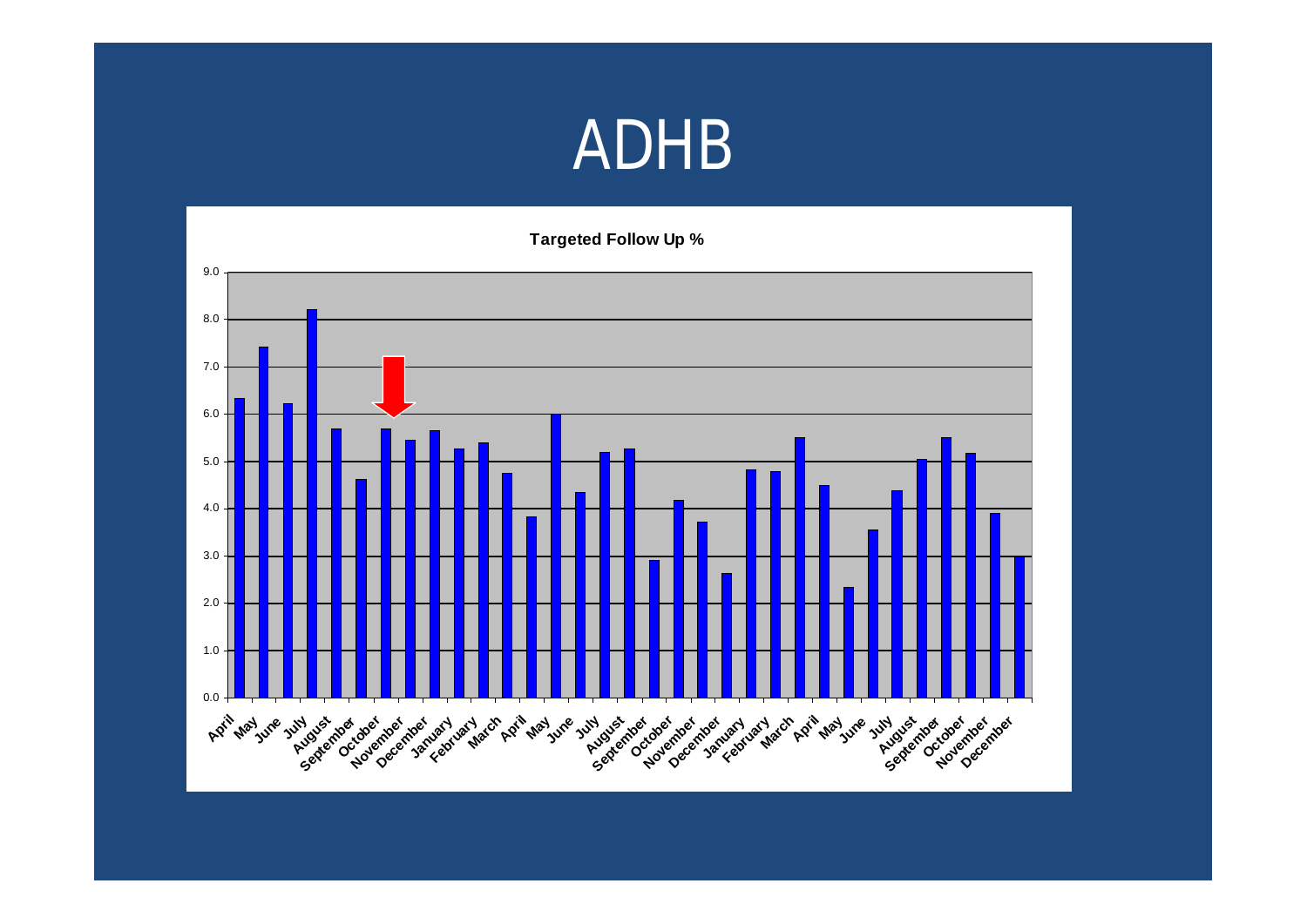# ADHB

**Targeted Follow Up %**

| Month | Targeted Follow Up % |
|---|---|
| April | 6.3 |
| May | 7.4 |
| June | 6.2 |
| July | 8.2 |
| August | 5.7 |
| September | 4.6 |
| October | 5.7 |
| November | 5.4 |
| December | 5.6 |
| January | 5.3 |
| February | 5.4 |
| March | 4.7 |
| April | 3.8 |
| May | 6.0 |
| June | 4.3 |
| July | 5.2 |
| August | 5.3 |
| September | 2.9 |
| October | 4.2 |
| November | 3.7 |
| December | 2.6 |
| January | 4.8 |
| February | 4.8 |
| March | 5.5 |
| April | 4.5 |
| May | 2.3 |
| June | 3.5 |
| July | 4.4 |
| August | 5.0 |
| September | 5.5 |
| October | 5.2 |
| November | 3.9 |
| December | 3.0 |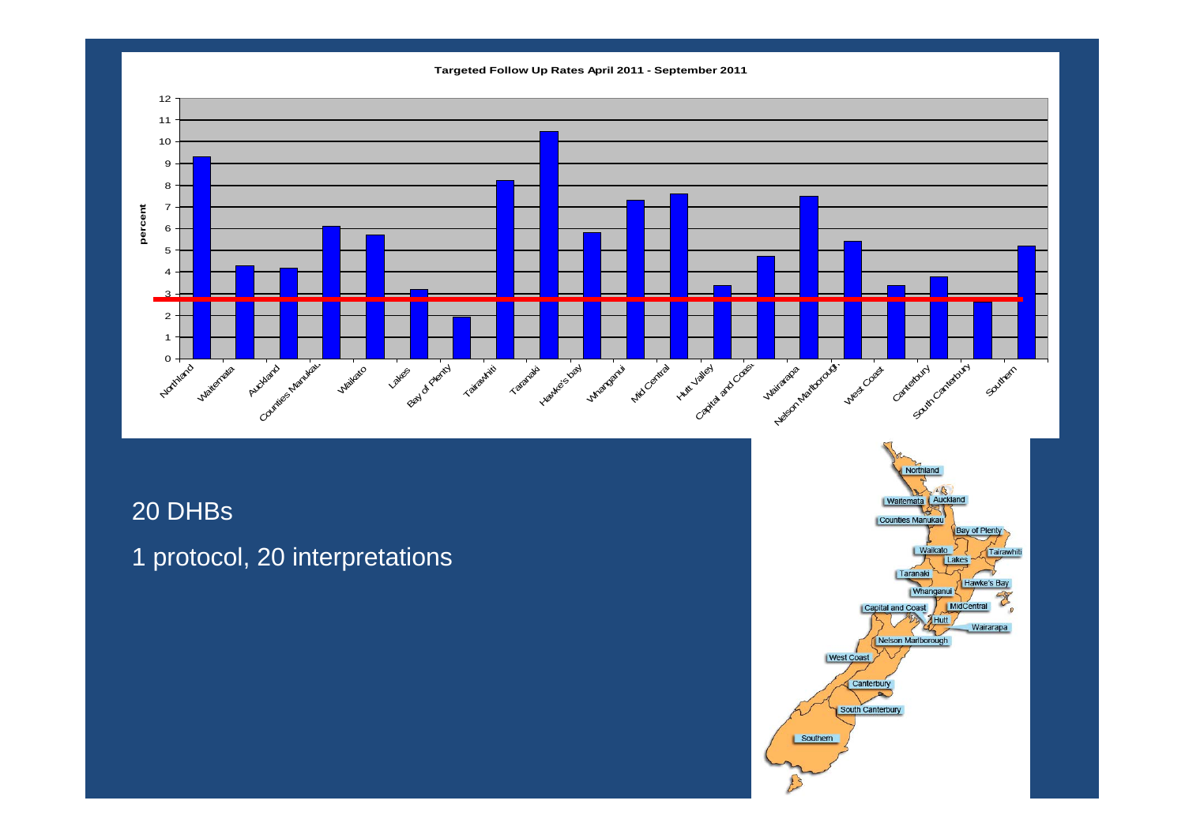**Targeted Follow Up Rates April 2011 - September 2011**

| DHB | percent (approx.) |
| --- | --- |
| Northland | 9.3 |
| Waitemata | 4.3 |
| Auckland | 4.2 |
| Counties Manukau | 6.1 |
| Waikato | 5.7 |
| Lakes | 3.2 |
| Bay of Plenty | 1.9 |
| Tairawhiti | 8.2 |
| Taranaki | 10.5 |
| Hawke's bay | 5.8 |
| Whanganui | 7.3 |
| Mid Central | 7.6 |
| Hutt Valley | 3.4 |
| Capital and Coast | 4.7 |
| Wairarapa | 7.5 |
| Nelson Marlborough | 5.4 |
| West Coast | 3.4 |
| Canterbury | 3.8 |
| South Canterbury | 2.6 |
| Southern | 5.2 |

20 DHBs

1 protocol, 20 interpretations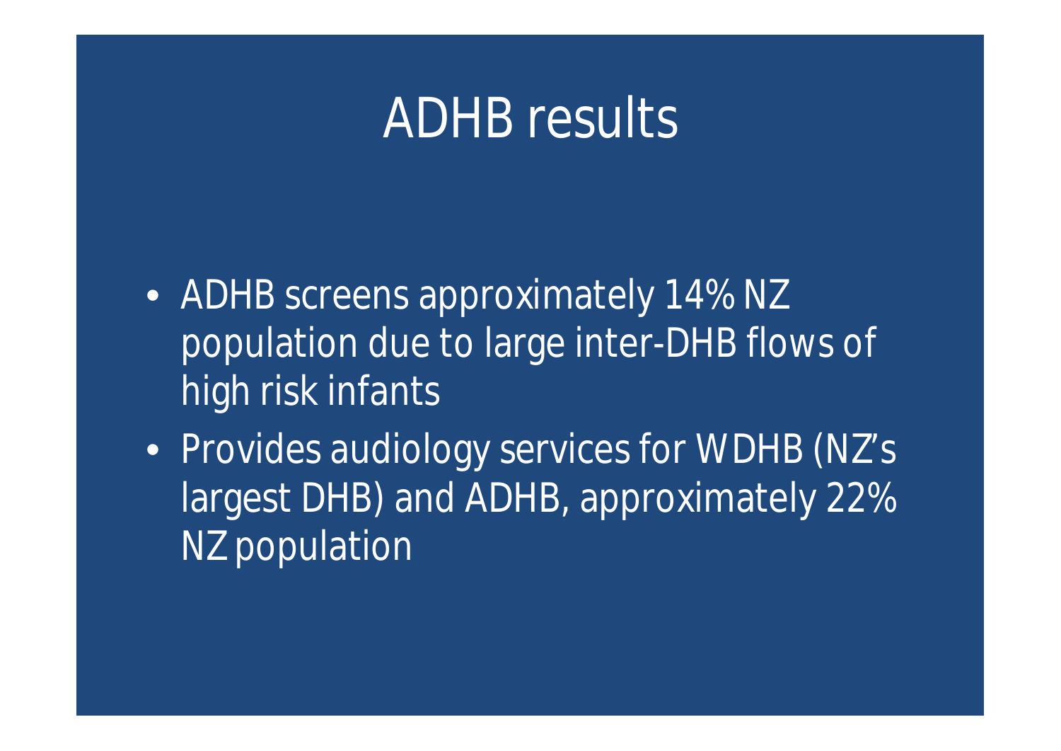# ADHB results

- ADHB screens approximately 14% NZ population due to large inter-DHB flows of high risk infants
- Provides audiology services for WDHB (NZ's largest DHB) and ADHB, approximately 22% NZ population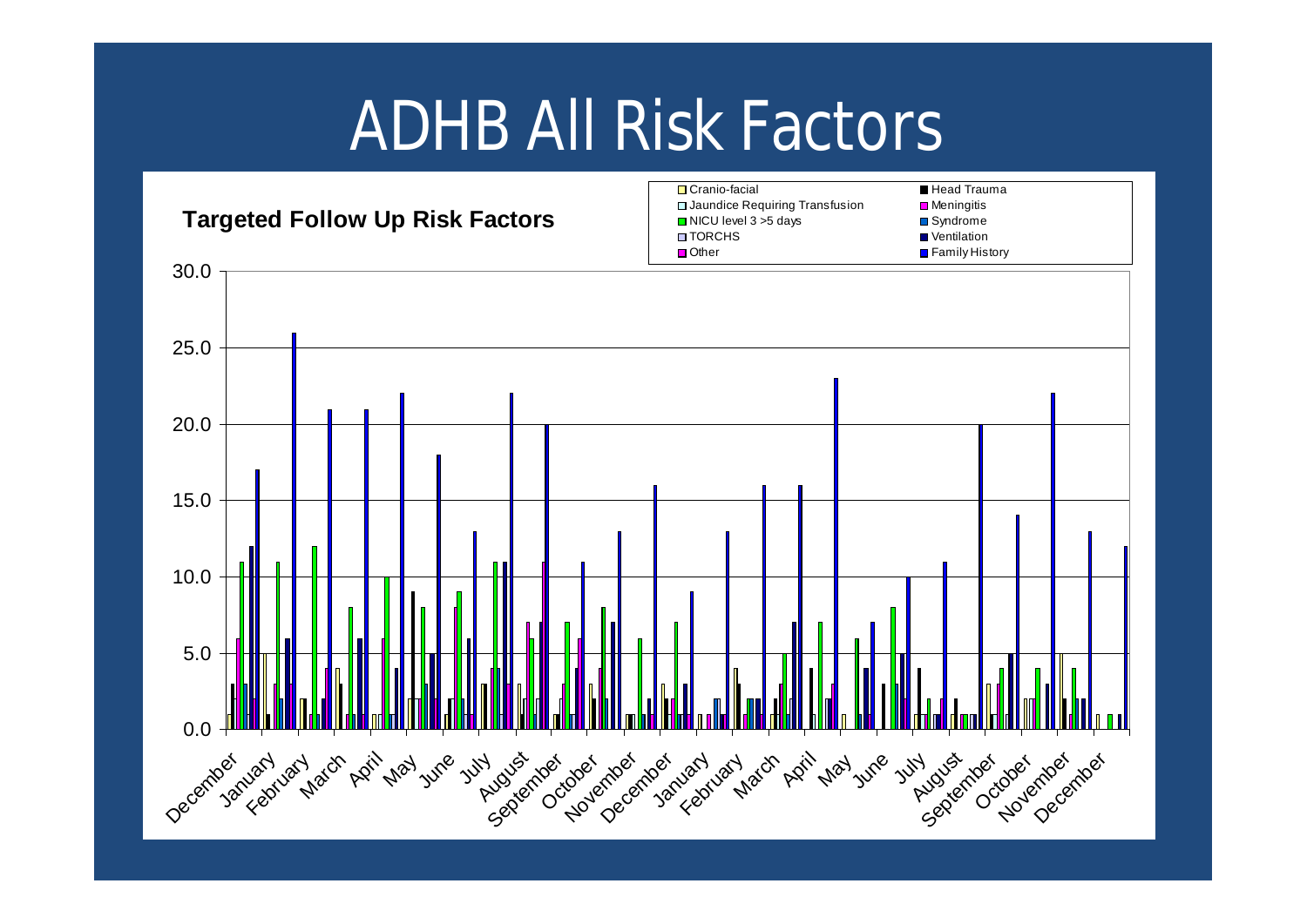# ADHB All Risk Factors

**Targeted Follow Up Risk Factors**

Legend: Cranio-facial, Jaundice Requiring Transfusion, NICU level 3 >5 days, TORCHS, Other, Head Trauma, Meningitis, Syndrome, Ventilation, Family History

Y-axis: 0.0, 5.0, 10.0, 15.0, 20.0, 25.0, 30.0

X-axis: December, January, February, March, April, May, June, July, August, September, October, November, December, January, February, March, April, May, June, July, August, September, October, November, December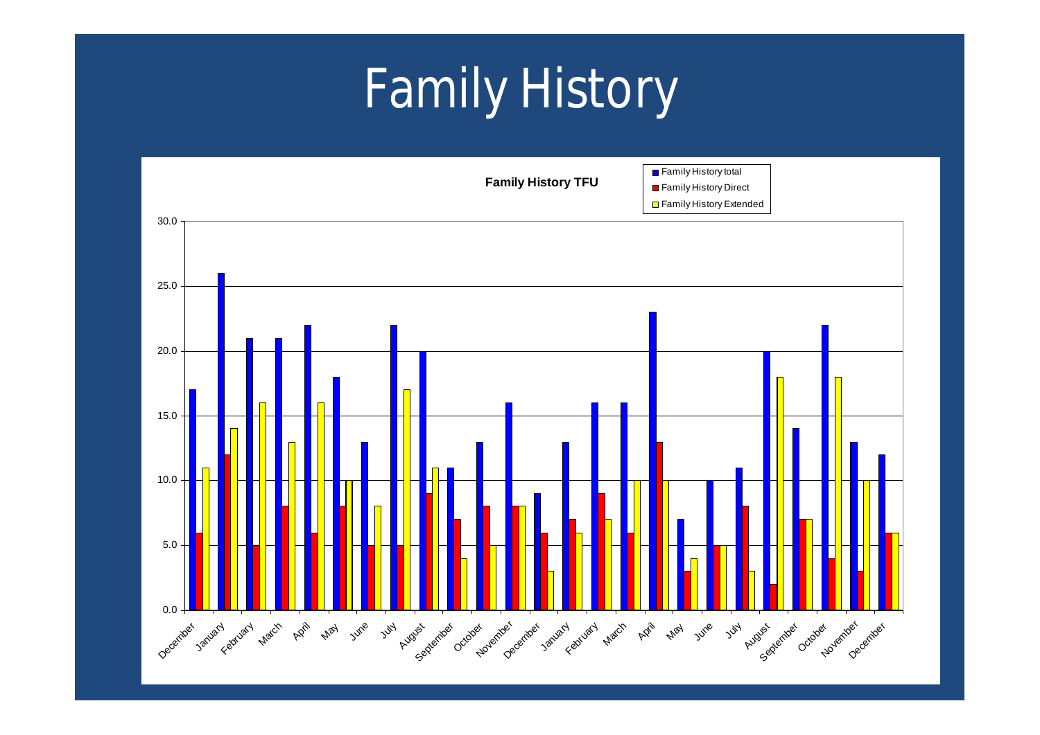# Family History

**Family History TFU**

| Month | Family History total | Family History Direct | Family History Extended |
|---|---|---|---|
| December | 17 | 6 | 11 |
| January | 26 | 12 | 14 |
| February | 21 | 5 | 16 |
| March | 21 | 8 | 13 |
| April | 22 | 6 | 16 |
| May | 18 | 8 | 10 |
| June | 13 | 5 | 8 |
| July | 22 | 5 | 17 |
| August | 20 | 9 | 11 |
| September | 11 | 7 | 4 |
| October | 13 | 8 | 5 |
| November | 16 | 8 | 8 |
| December | 9 | 6 | 3 |
| January | 13 | 7 | 6 |
| February | 16 | 9 | 7 |
| March | 16 | 6 | 10 |
| April | 23 | 13 | 10 |
| May | 7 | 3 | 4 |
| June | 10 | 5 | 5 |
| July | 11 | 8 | 3 |
| August | 20 | 2 | 18 |
| September | 14 | 7 | 7 |
| October | 22 | 4 | 18 |
| November | 13 | 3 | 10 |
| December | 12 | 6 | 6 |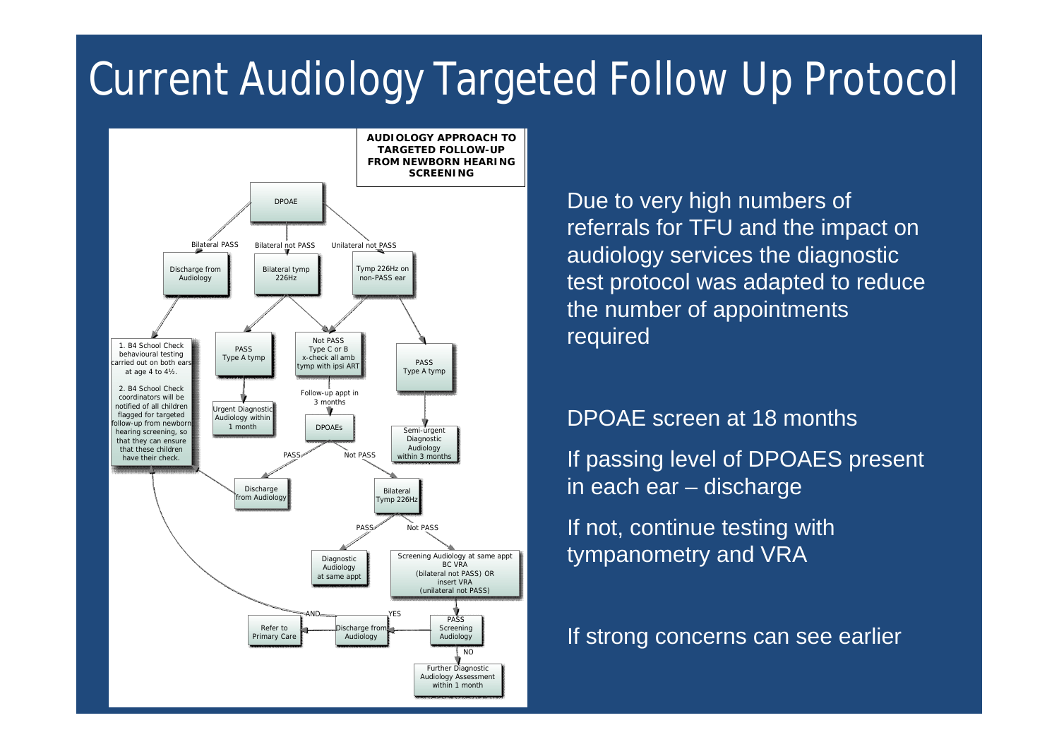# Current Audiology Targeted Follow Up Protocol

**AUDIOLOGY APPROACH TO TARGETED FOLLOW-UP FROM NEWBORN HEARING SCREENING**

- DPOAE
  - Bilateral PASS → Discharge from Audiology → 1. B4 School Check behavioural testing carried out on both ears at age 4 to 4½. 2. B4 School Check coordinators will be notified of all children flagged for targeted follow-up from newborn hearing screening, so that they can ensure that these children have their check.
  - Bilateral not PASS → Bilateral tymp 226Hz
    - PASS Type A tymp → Urgent Diagnostic Audiology within 1 month
    - Not PASS Type C or B x-check all amb tymp with ipsi ART → Follow-up appt in 3 months → DPOAEs
      - PASS → Discharge from Audiology
      - Not PASS → Bilateral Tymp 226Hz
        - PASS → Diagnostic Audiology at same appt
        - Not PASS → Screening Audiology at same appt BC VRA (bilateral not PASS) OR insert VRA (unilateral not PASS)
          - PASS Screening Audiology → YES → Discharge from Audiology AND Refer to Primary Care
          - NO → Further Diagnostic Audiology Assessment within 1 month
  - Unilateral not PASS → Tymp 226Hz on non-PASS ear
    - Not PASS → (as above)
    - PASS Type A tymp → Semi-urgent Diagnostic Audiology within 3 months

Due to very high numbers of referrals for TFU and the impact on audiology services the diagnostic test protocol was adapted to reduce the number of appointments required

DPOAE screen at 18 months

If passing level of DPOAES present in each ear – discharge

If not, continue testing with tympanometry and VRA

If strong concerns can see earlier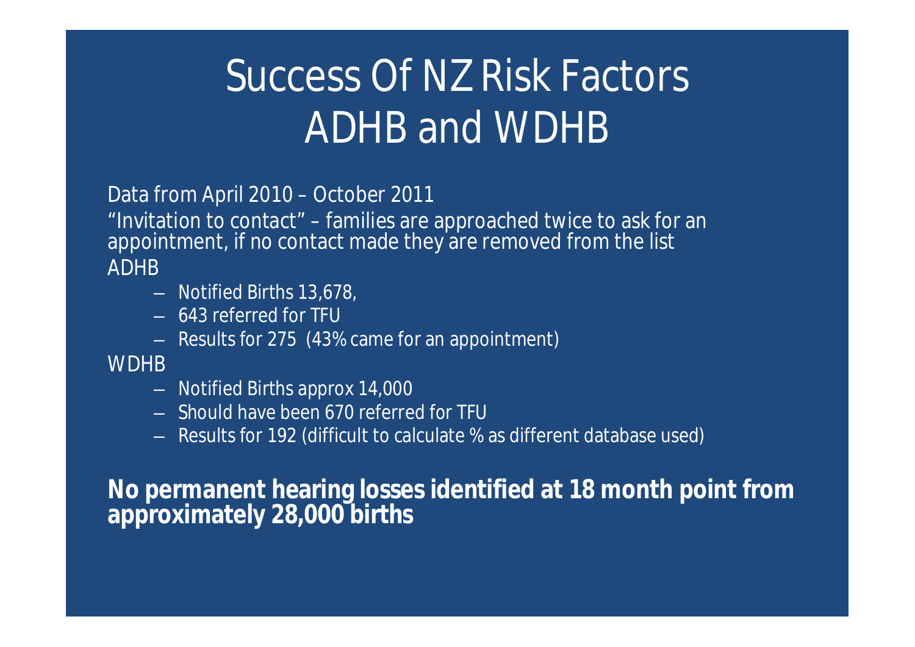# Success Of NZ Risk Factors ADHB and WDHB

Data from April 2010 – October 2011

"Invitation to contact" – families are approached twice to ask for an appointment, if no contact made they are removed from the list

ADHB

- Notified Births 13,678,
- 643 referred for TFU
- Results for 275 (43% came for an appointment)

WDHB

- Notified Births approx 14,000
- Should have been 670 referred for TFU
- Results for 192 (difficult to calculate % as different database used)

**No permanent hearing losses identified at 18 month point from approximately 28,000 births**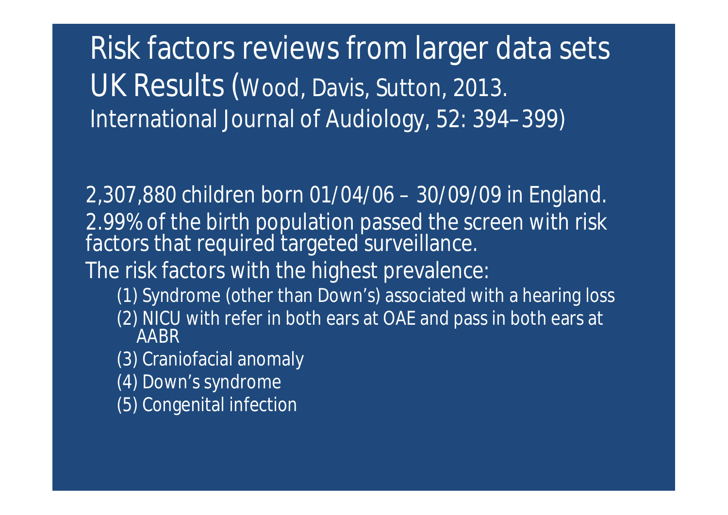# Risk factors reviews from larger data sets UK Results (Wood, Davis, Sutton, 2013. International Journal of Audiology, 52: 394–399)

2,307,880 children born 01/04/06 – 30/09/09 in England.

2.99% of the birth population passed the screen with risk factors that required targeted surveillance.

The risk factors with the highest prevalence:

(1) Syndrome (other than Down's) associated with a hearing loss

(2) NICU with refer in both ears at OAE and pass in both ears at AABR

(3) Craniofacial anomaly

(4) Down's syndrome

(5) Congenital infection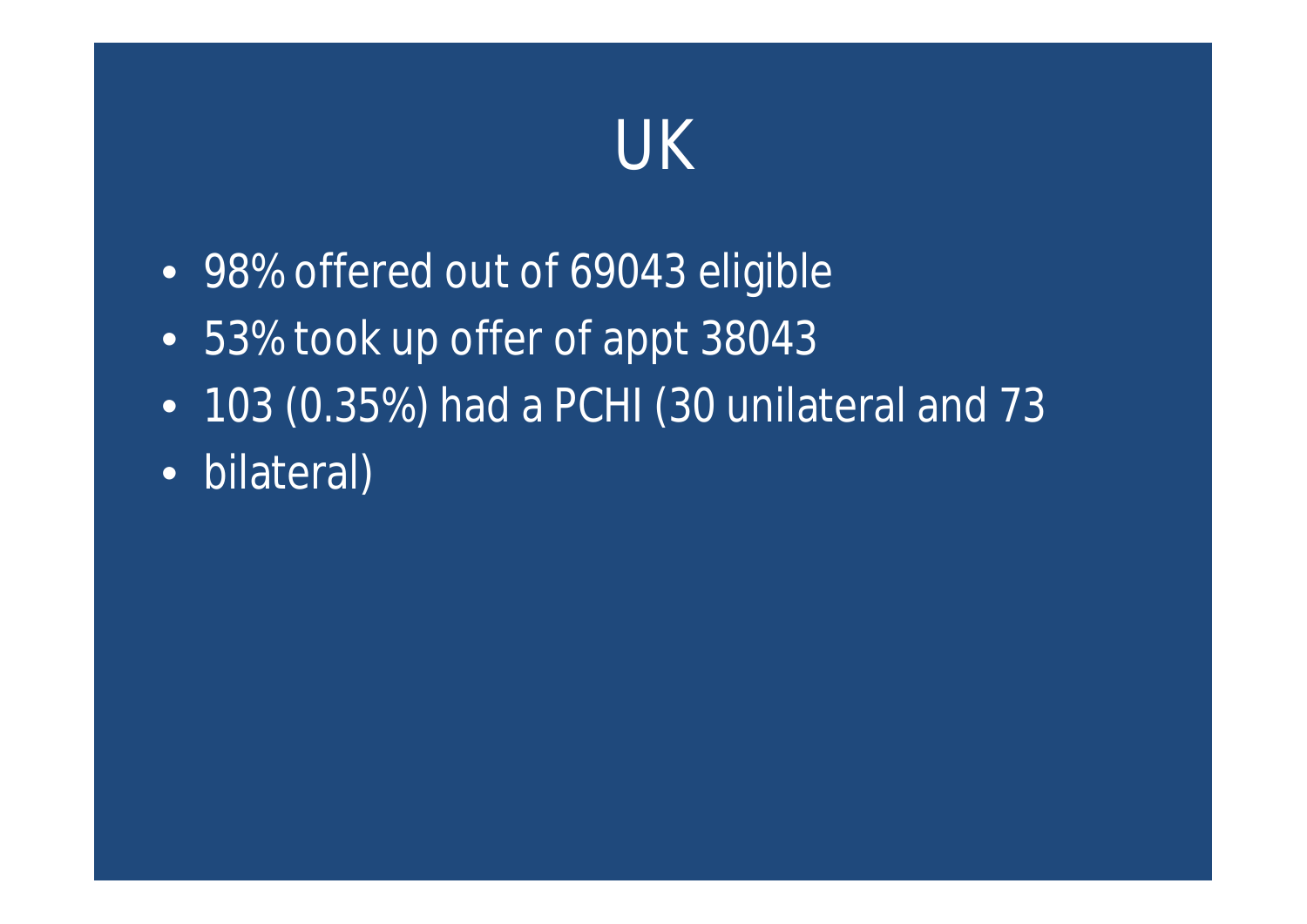# UK

- 98% offered out of 69043 eligible
- 53% took up offer of appt 38043
- 103 (0.35%) had a PCHI (30 unilateral and 73
- bilateral)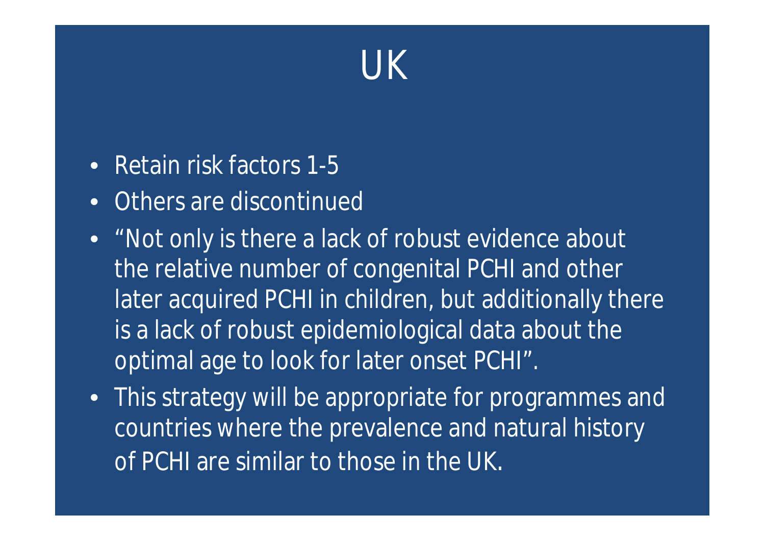# UK

- Retain risk factors 1-5
- Others are discontinued
- “Not only is there a lack of robust evidence about the relative number of congenital PCHI and other later acquired PCHI in children, but additionally there is a lack of robust epidemiological data about the optimal age to look for later onset PCHI”.
- This strategy will be appropriate for programmes and countries where the prevalence and natural history of PCHI are similar to those in the UK.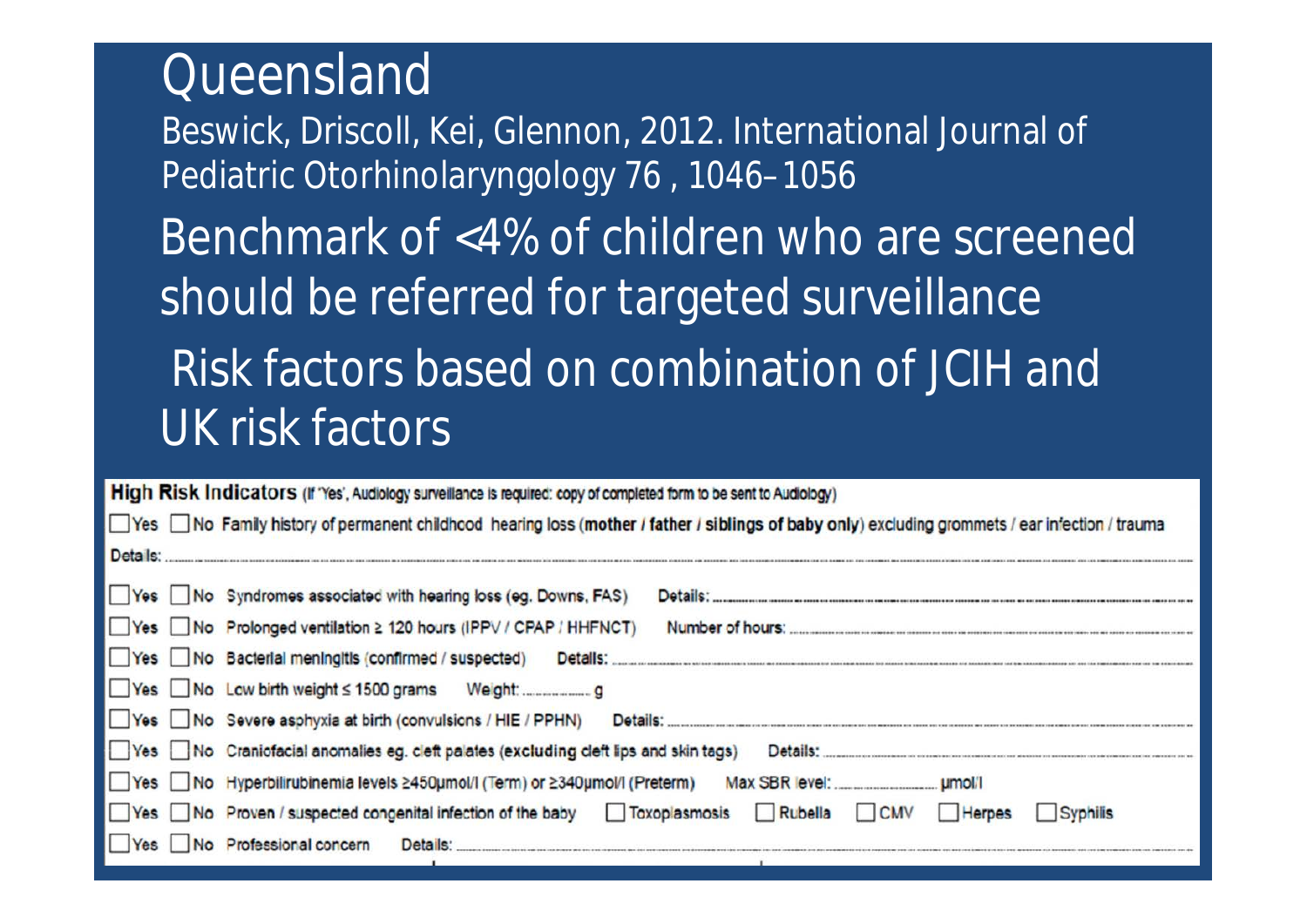# Queensland

Beswick, Driscoll, Kei, Glennon, 2012. International Journal of Pediatric Otorhinolaryngology 76 , 1046–1056

Benchmark of <4% of children who are screened should be referred for targeted surveillance

Risk factors based on combination of JCIH and UK risk factors

**High Risk Indicators** (If 'Yes', Audiology surveillance is required: copy of completed form to be sent to Audiology)

- ☐ Yes ☐ No Family history of permanent childhood hearing loss (**mother / father / siblings of baby only**) excluding grommets / ear infection / trauma
  Details: ........................................
- ☐ Yes ☐ No Syndromes associated with hearing loss (eg. Downs, FAS) Details: ........................................
- ☐ Yes ☐ No Prolonged ventilation ≥ 120 hours (IPPV / CPAP / HHFNCT) Number of hours: ........................................
- ☐ Yes ☐ No Bacterial meningitis (confirmed / suspected) Details: ........................................
- ☐ Yes ☐ No Low birth weight ≤ 1500 grams Weight: .................. g
- ☐ Yes ☐ No Severe asphyxia at birth (convulsions / HIE / PPHN) Details: ........................................
- ☐ Yes ☐ No Craniofacial anomalies eg. cleft palates (excluding cleft lips and skin tags) Details: ........................................
- ☐ Yes ☐ No Hyperbilirubinemia levels ≥450µmol/l (Term) or ≥340µmol/l (Preterm) Max SBR level: .................. µmol/l
- ☐ Yes ☐ No Proven / suspected congenital infection of the baby ☐ Toxoplasmosis ☐ Rubella ☐ CMV ☐ Herpes ☐ Syphilis
- ☐ Yes ☐ No Professional concern Details: ........................................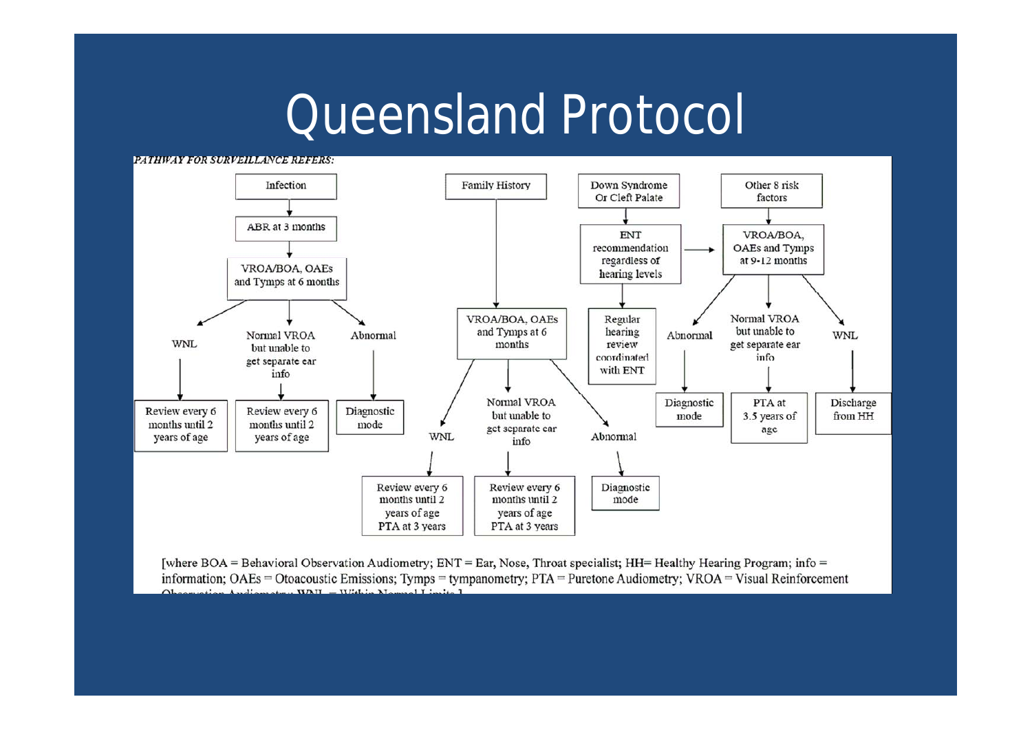# Queensland Protocol

*PATHWAY FOR SURVEILLANCE REFERS:*

**Infection**
- ABR at 3 months
- VROA/BOA, OAEs and Tymps at 6 months
  - WNL → Review every 6 months until 2 years of age
  - Normal VROA but unable to get separate ear info → Review every 6 months until 2 years of age
  - Abnormal → Diagnostic mode

**Family History**
- VROA/BOA, OAEs and Tymps at 6 months
  - WNL → Review every 6 months until 2 years of age PTA at 3 years
  - Normal VROA but unable to get separate ear info → Review every 6 months until 2 years of age PTA at 3 years
  - Abnormal → Diagnostic mode

**Down Syndrome Or Cleft Palate**
- ENT recommendation regardless of hearing levels → VROA/BOA, OAEs and Tymps at 9-12 months
- Regular hearing review coordinated with ENT

**Other 8 risk factors**
- VROA/BOA, OAEs and Tymps at 9-12 months
  - Abnormal → Diagnostic mode
  - Normal VROA but unable to get separate ear info → PTA at 3.5 years of age
  - WNL → Discharge from HH

[where BOA = Behavioral Observation Audiometry; ENT = Ear, Nose, Throat specialist; HH= Healthy Hearing Program; info = information; OAEs = Otoacoustic Emissions; Tymps = tympanometry; PTA = Puretone Audiometry; VROA = Visual Reinforcement Observation Audiometry; WNL = Within Normal Limits.]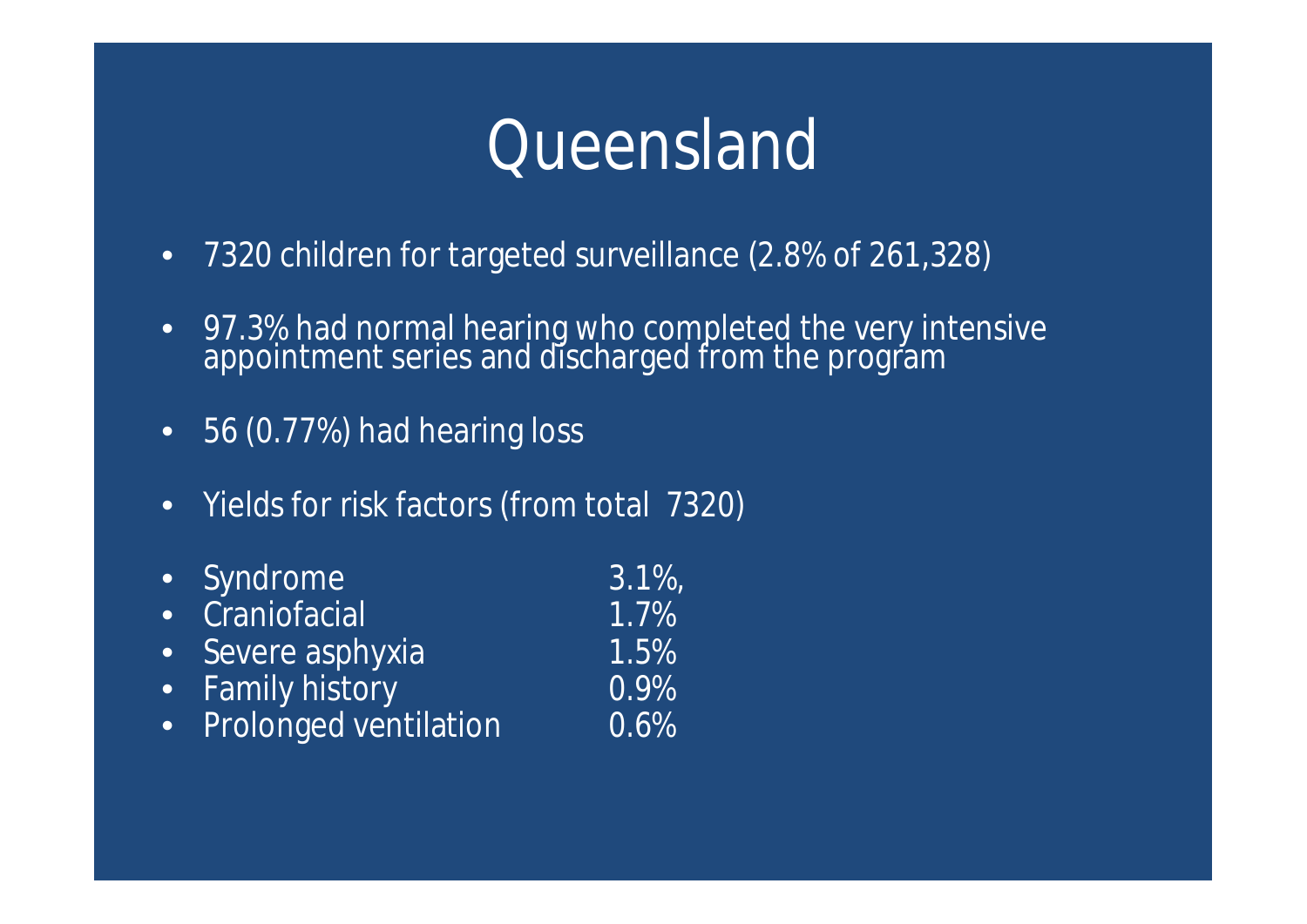# Queensland

- 7320 children for targeted surveillance (2.8% of 261,328)
- 97.3% had normal hearing who completed the very intensive appointment series and discharged from the program
- 56 (0.77%) had hearing loss
- Yields for risk factors (from total 7320)

| | |
|---|---|
| Syndrome | 3.1%, |
| Craniofacial | 1.7% |
| Severe asphyxia | 1.5% |
| Family history | 0.9% |
| Prolonged ventilation | 0.6% |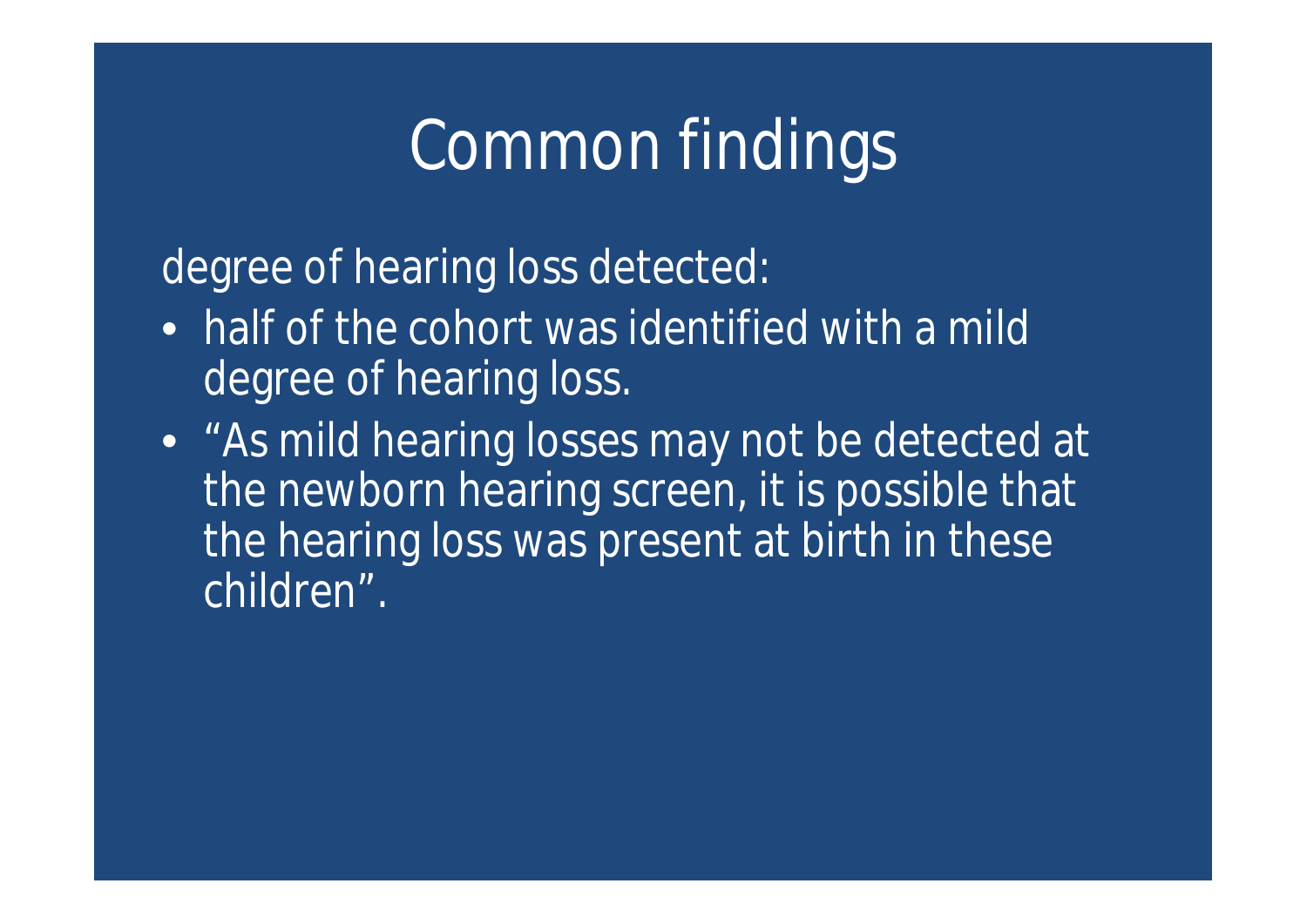# Common findings

degree of hearing loss detected:

- half of the cohort was identified with a mild degree of hearing loss.
- "As mild hearing losses may not be detected at the newborn hearing screen, it is possible that the hearing loss was present at birth in these children".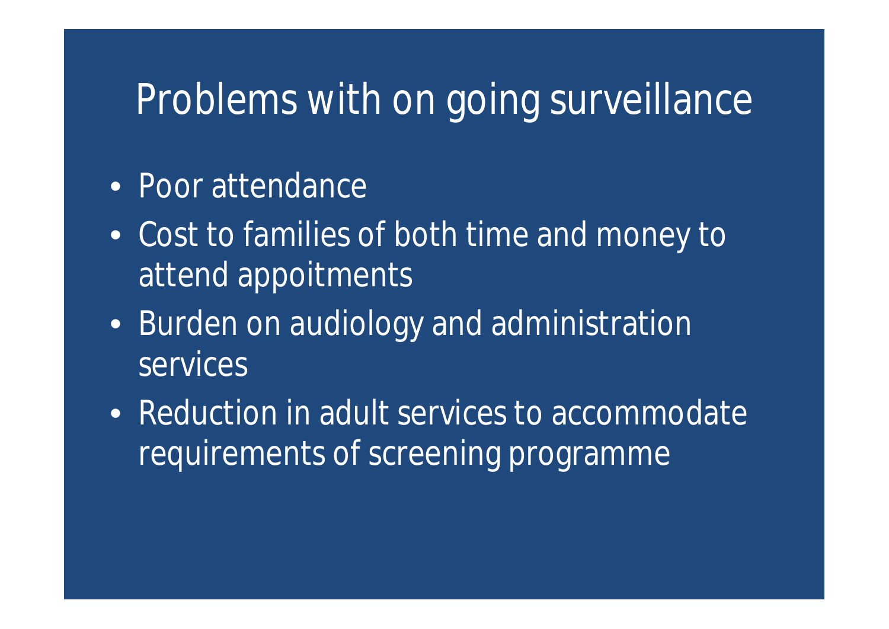# Problems with on going surveillance

- Poor attendance
- Cost to families of both time and money to attend appoitments
- Burden on audiology and administration services
- Reduction in adult services to accommodate requirements of screening programme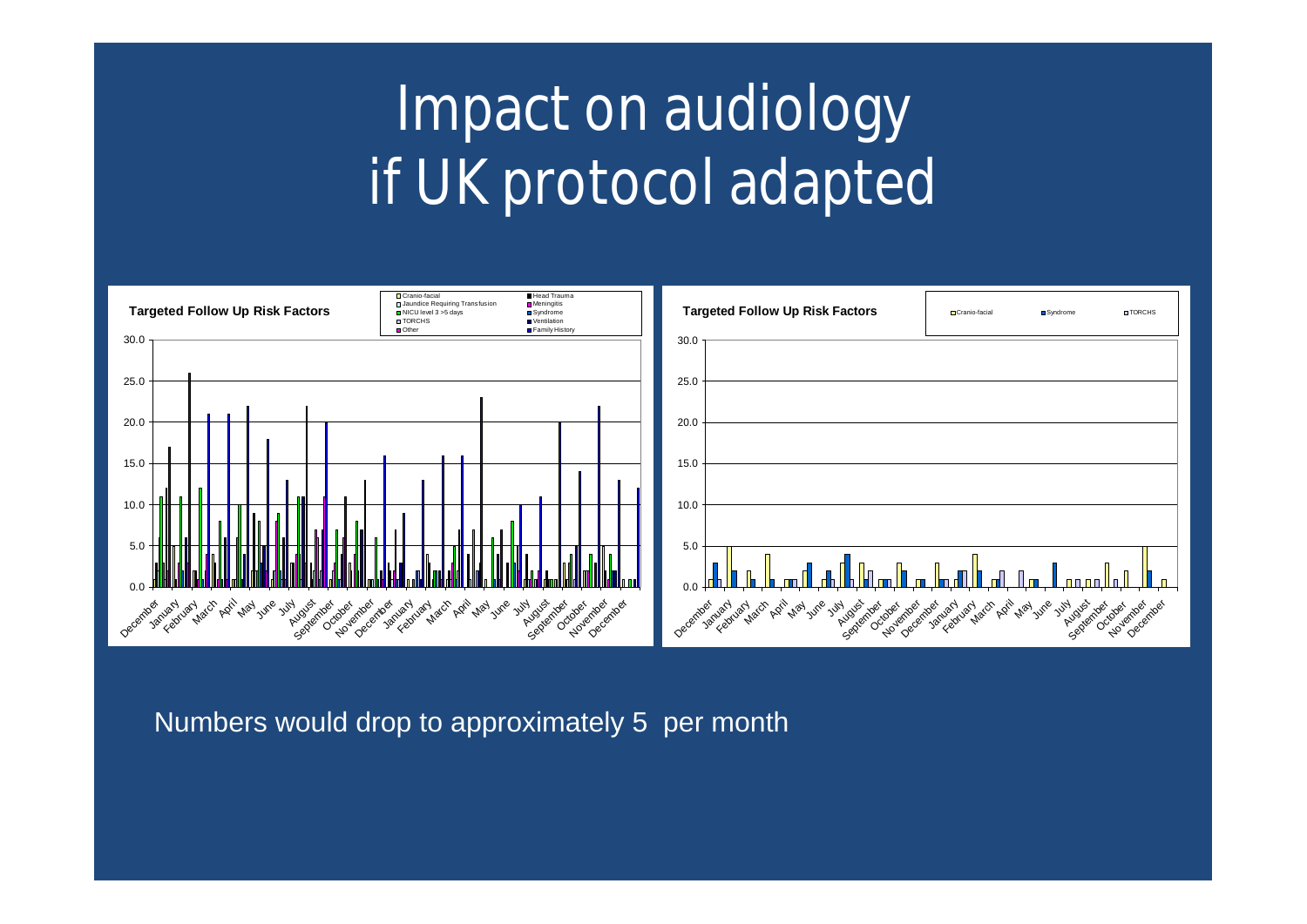# Impact on audiology if UK protocol adapted

Numbers would drop to approximately 5 per month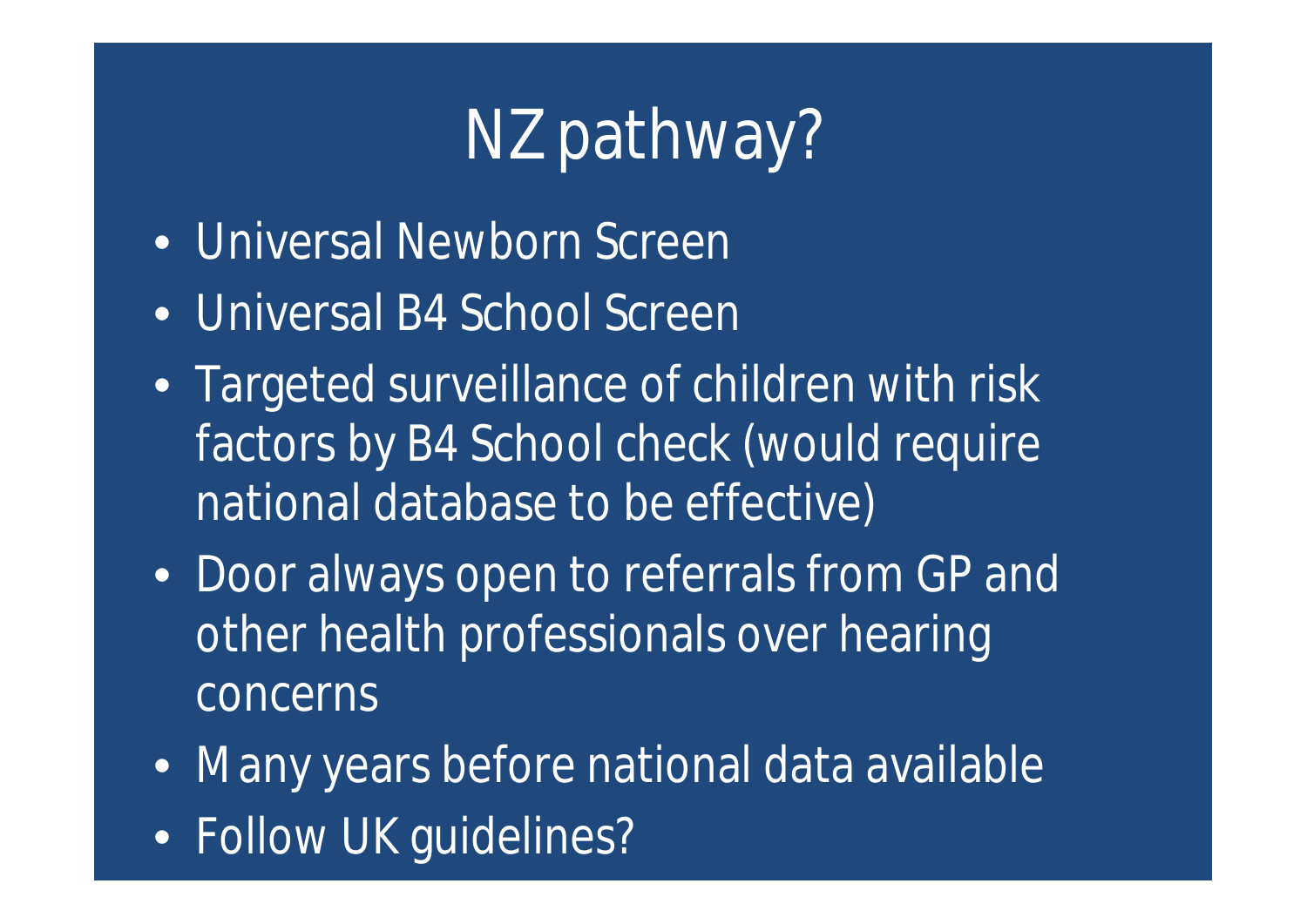# NZ pathway?

- Universal Newborn Screen
- Universal B4 School Screen
- Targeted surveillance of children with risk factors by B4 School check (would require national database to be effective)
- Door always open to referrals from GP and other health professionals over hearing concerns
- Many years before national data available
- Follow UK guidelines?